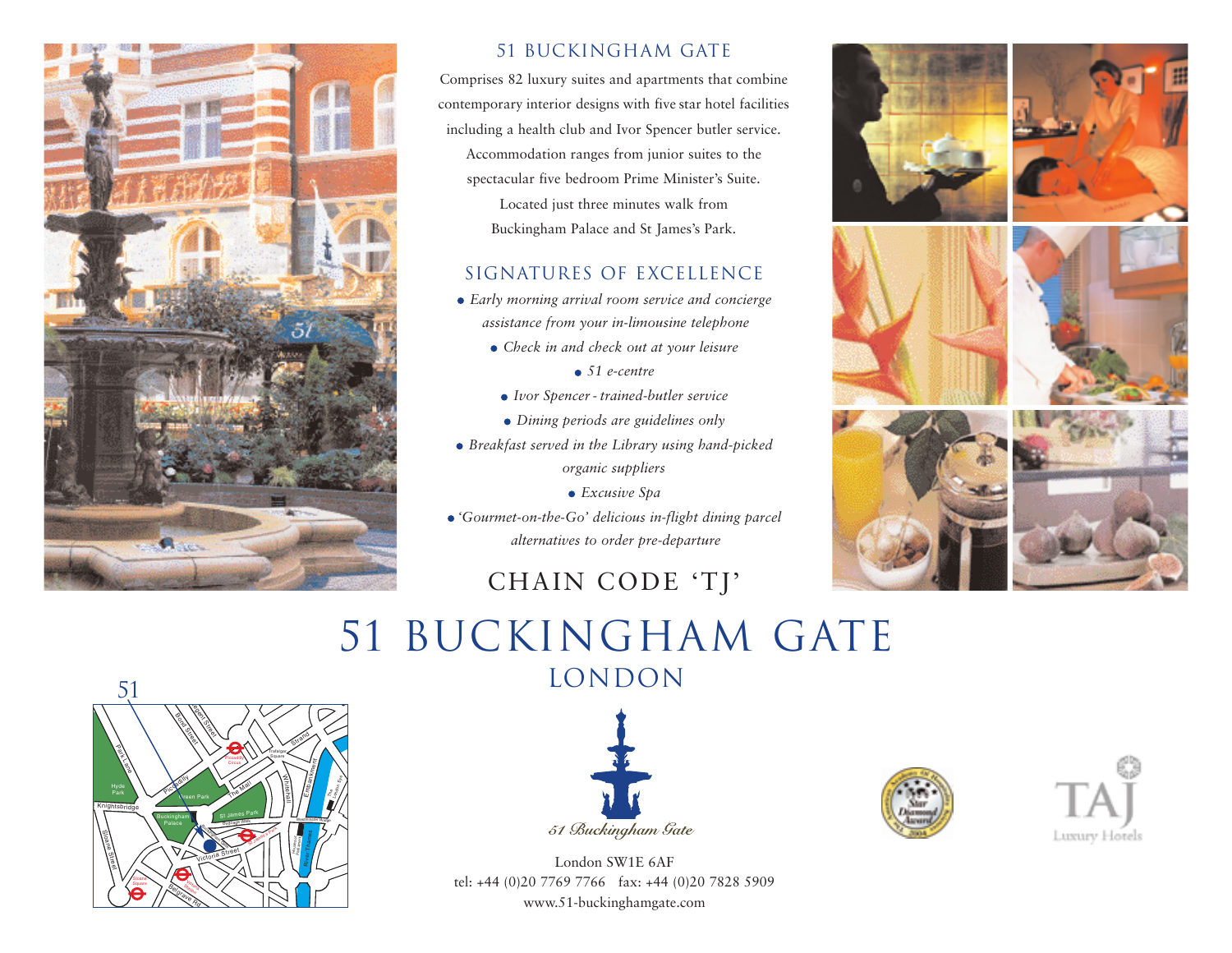## 51 BUCKINGHAM GATE

Comprises 82 luxury suites and apartments that combine contemporary interior designs with five star hotel facilities including a health club and Ivor Spencer butler service. Accommodation ranges from junior suites to the spectacular five bedroom Prime Minister's Suite. Located just three minutes walk from Buckingham Palace and St James's Park.

## SIGNATURES OF EXCELLENCE

- *Early morning arrival room service and concierge assistance from your in-limousine telephone*
- *Check in and check out at your leisure*
- *51 e-centre*
- *Ivor Spencer - trained-butler service*
- *Dining periods are guidelines only*
- *Breakfast served in the Library using hand-picked organic suppliers*
- *Excusive Spa*
- *'Gourmet-on-the-Go' delicious in-flight dining parcel alternatives to order pre-departure*

## CHAIN CODE 'TJ'

# 51 BUCKINGHAM GATE
## LONDON

51 Buckingham Gate

London SW1E 6AF
tel: +44 (0)20 7769 7766 fax: +44 (0)20 7828 5909
www.51-buckinghamgate.com

TAJ Luxury Hotels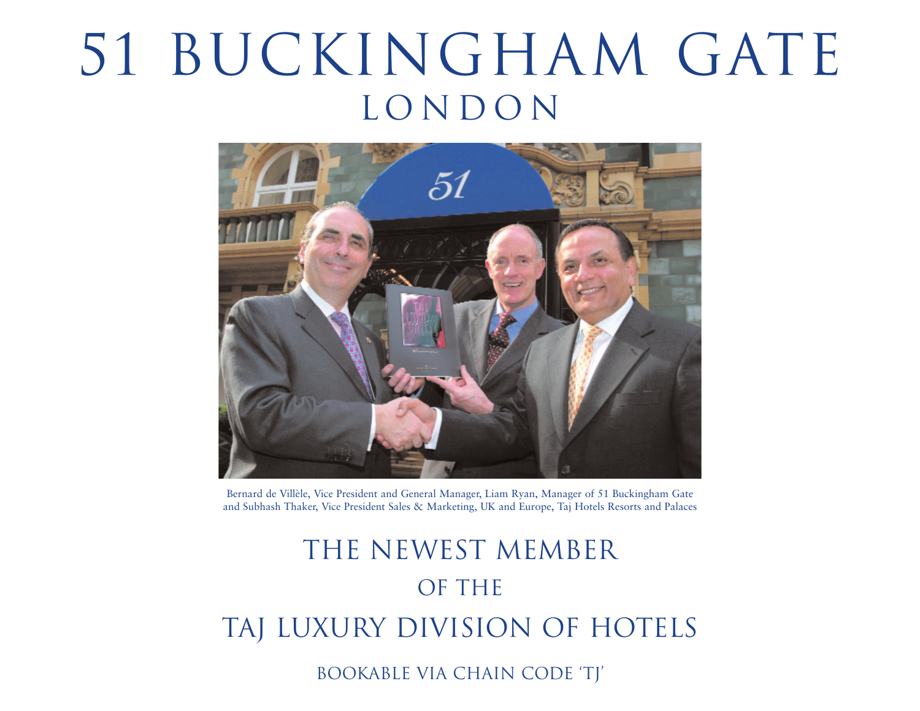# 51 BUCKINGHAM GATE

## LONDON

Bernard de Villèle, Vice President and General Manager, Liam Ryan, Manager of 51 Buckingham Gate and Subhash Thaker, Vice President Sales & Marketing, UK and Europe, Taj Hotels Resorts and Palaces

## THE NEWEST MEMBER

## OF THE

## TAJ LUXURY DIVISION OF HOTELS

BOOKABLE VIA CHAIN CODE 'TJ'